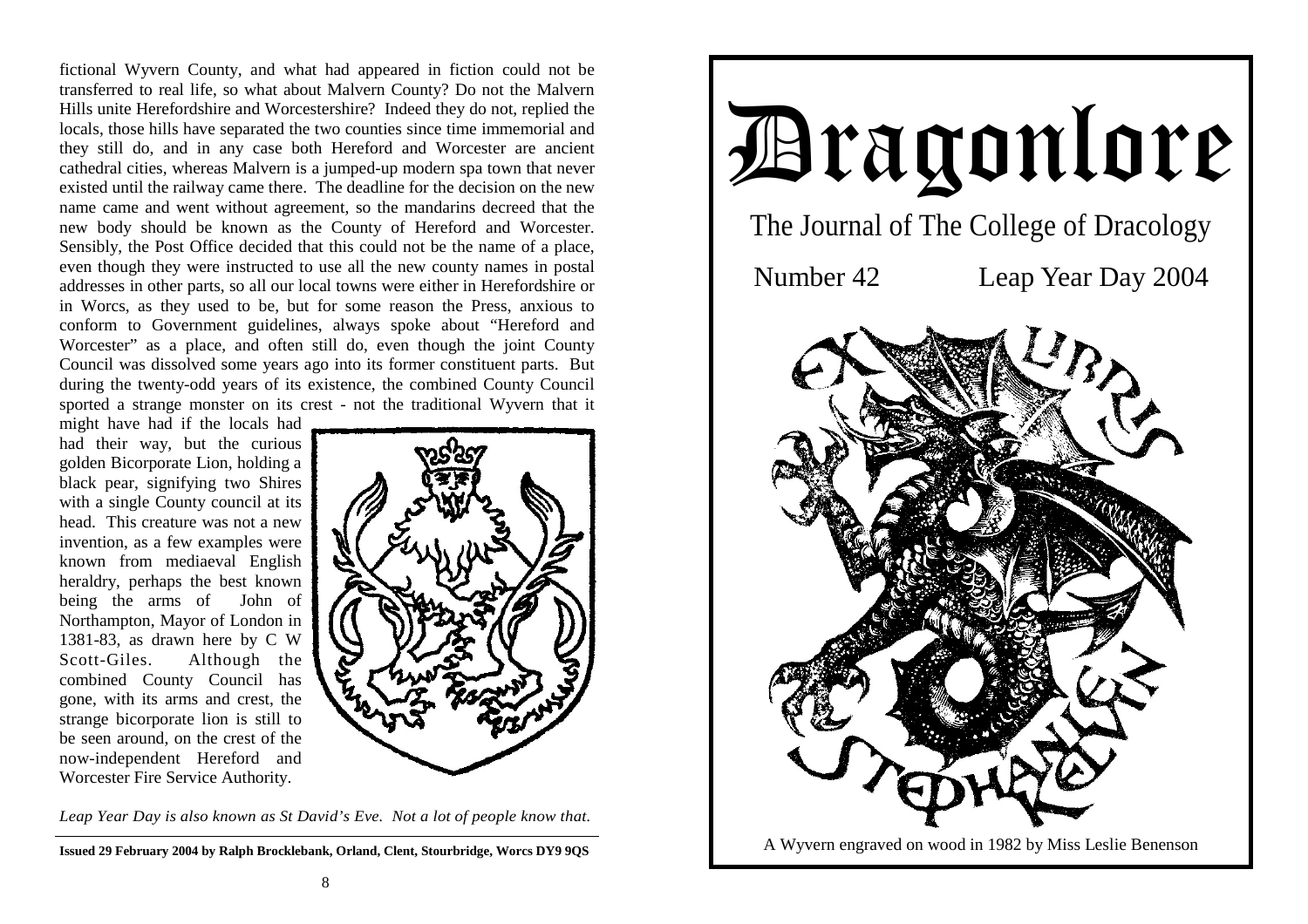fictional Wyvern County, and what had appeared in fiction could not be transferred to real life, so what about Malvern County? Do not the Malvern Hills unite Herefordshire and Worcestershire? Indeed they do not, replied the locals, those hills have separated the two counties since time immemorial and they still do, and in any case both Hereford and Worcester are ancient cathedral cities, whereas Malvern is a jumped-up modern spa town that never existed until the railway came there. The deadline for the decision on the new name came and went without agreement, so the mandarins decreed that the new body should be known as the County of Hereford and Worcester. Sensibly, the Post Office decided that this could not be the name of a place, even though they were instructed to use all the new county names in postal addresses in other parts, so all our local towns were either in Herefordshire or in Worcs, as they used to be, but for some reason the Press, anxious to conform to Government guidelines, always spoke about "Hereford and Worcester" as a place, and often still do, even though the joint County Council was dissolved some years ago into its former constituent parts. But during the twenty-odd years of its existence, the combined County Council sported a strange monster on its crest - not the traditional Wyvern that it might have had if the locals had had their way, but the curious golden Bicorporate Lion, holding a black pear, signifying two Shires with a single County council at its head. This creature was not a new invention, as a few examples were known from mediaeval English heraldry, perhaps the best known being the arms of John of Northampton, Mayor of London in 1381-83, as drawn here by C W Scott-Giles. Although the combined County Council has gone, with its arms and crest, the strange bicorporate lion is still to be seen around, on the crest of the now-independent Hereford and Worcester Fire Service Authority.

*Leap Year Day is also known as St David's Eve. Not a lot of people know that.*

**Issued 29 February 2004 by Ralph Brocklebank, Orland, Clent, Stourbridge, Worcs DY9 9QS**

# Dragonlore

The Journal of The College of Dracology

Number 42 Leap Year Day 2004

EX LIBRIS STEPHANIE KELVIN

A Wyvern engraved on wood in 1982 by Miss Leslie Benenson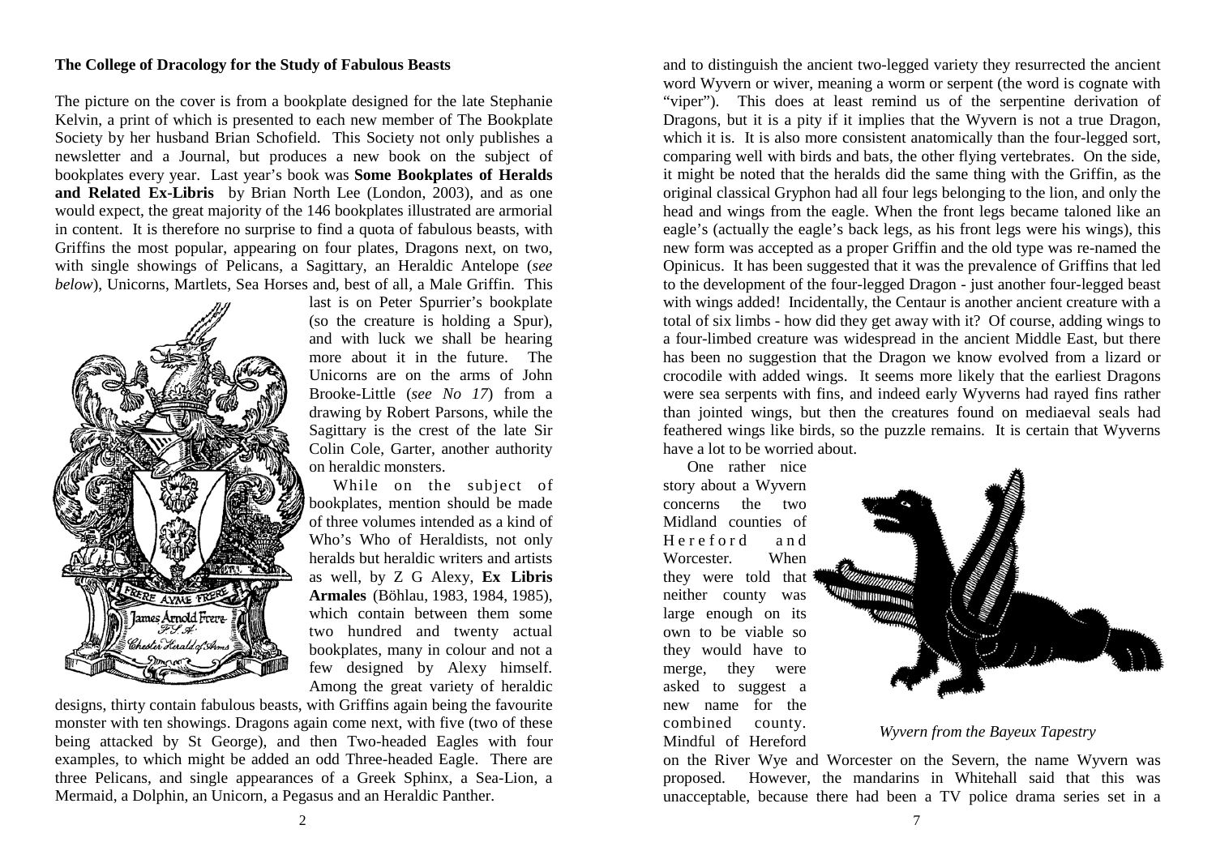### The College of Dracology for the Study of Fabulous Beasts

The picture on the cover is from a bookplate designed for the late Stephanie Kelvin, a print of which is presented to each new member of The Bookplate Society by her husband Brian Schofield. This Society not only publishes a newsletter and a Journal, but produces a new book on the subject of bookplates every year. Last year's book was **Some Bookplates of Heralds and Related Ex-Libris** by Brian North Lee (London, 2003), and as one would expect, the great majority of the 146 bookplates illustrated are armorial in content. It is therefore no surprise to find a quota of fabulous beasts, with Griffins the most popular, appearing on four plates, Dragons next, on two, with single showings of Pelicans, a Sagittary, an Heraldic Antelope (*see below*), Unicorns, Martlets, Sea Horses and, best of all, a Male Griffin. This last is on Peter Spurrier's bookplate (so the creature is holding a Spur), and with luck we shall be hearing more about it in the future. The Unicorns are on the arms of John Brooke-Little (*see No 17*) from a drawing by Robert Parsons, while the Sagittary is the crest of the late Sir Colin Cole, Garter, another authority on heraldic monsters.

While on the subject of bookplates, mention should be made of three volumes intended as a kind of Who's Who of Heraldists, not only heralds but heraldic writers and artists as well, by Z G Alexy, **Ex Libris Armales** (Böhlau, 1983, 1984, 1985), which contain between them some two hundred and twenty actual bookplates, many in colour and not a few designed by Alexy himself. Among the great variety of heraldic designs, thirty contain fabulous beasts, with Griffins again being the favourite monster with ten showings. Dragons again come next, with five (two of these being attacked by St George), and then Two-headed Eagles with four examples, to which might be added an odd Three-headed Eagle. There are three Pelicans, and single appearances of a Greek Sphinx, a Sea-Lion, a Mermaid, a Dolphin, an Unicorn, a Pegasus and an Heraldic Panther.

and to distinguish the ancient two-legged variety they resurrected the ancient word Wyvern or wiver, meaning a worm or serpent (the word is cognate with "viper"). This does at least remind us of the serpentine derivation of Dragons, but it is a pity if it implies that the Wyvern is not a true Dragon, which it is. It is also more consistent anatomically than the four-legged sort, comparing well with birds and bats, the other flying vertebrates. On the side, it might be noted that the heralds did the same thing with the Griffin, as the original classical Gryphon had all four legs belonging to the lion, and only the head and wings from the eagle. When the front legs became taloned like an eagle's (actually the eagle's back legs, as his front legs were his wings), this new form was accepted as a proper Griffin and the old type was re-named the Opinicus. It has been suggested that it was the prevalence of Griffins that led to the development of the four-legged Dragon - just another four-legged beast with wings added! Incidentally, the Centaur is another ancient creature with a total of six limbs - how did they get away with it? Of course, adding wings to a four-limbed creature was widespread in the ancient Middle East, but there has been no suggestion that the Dragon we know evolved from a lizard or crocodile with added wings. It seems more likely that the earliest Dragons were sea serpents with fins, and indeed early Wyverns had rayed fins rather than jointed wings, but then the creatures found on mediaeval seals had feathered wings like birds, so the puzzle remains. It is certain that Wyverns have a lot to be worried about.

One rather nice story about a Wyvern concerns the two Midland counties of Hereford and Worcester. When they were told that neither county was large enough on its own to be viable so they would have to merge, they were asked to suggest a new name for the combined county. Mindful of Hereford on the River Wye and Worcester on the Severn, the name Wyvern was proposed. However, the mandarins in Whitehall said that this was unacceptable, because there had been a TV police drama series set in a

*Wyvern from the Bayeux Tapestry*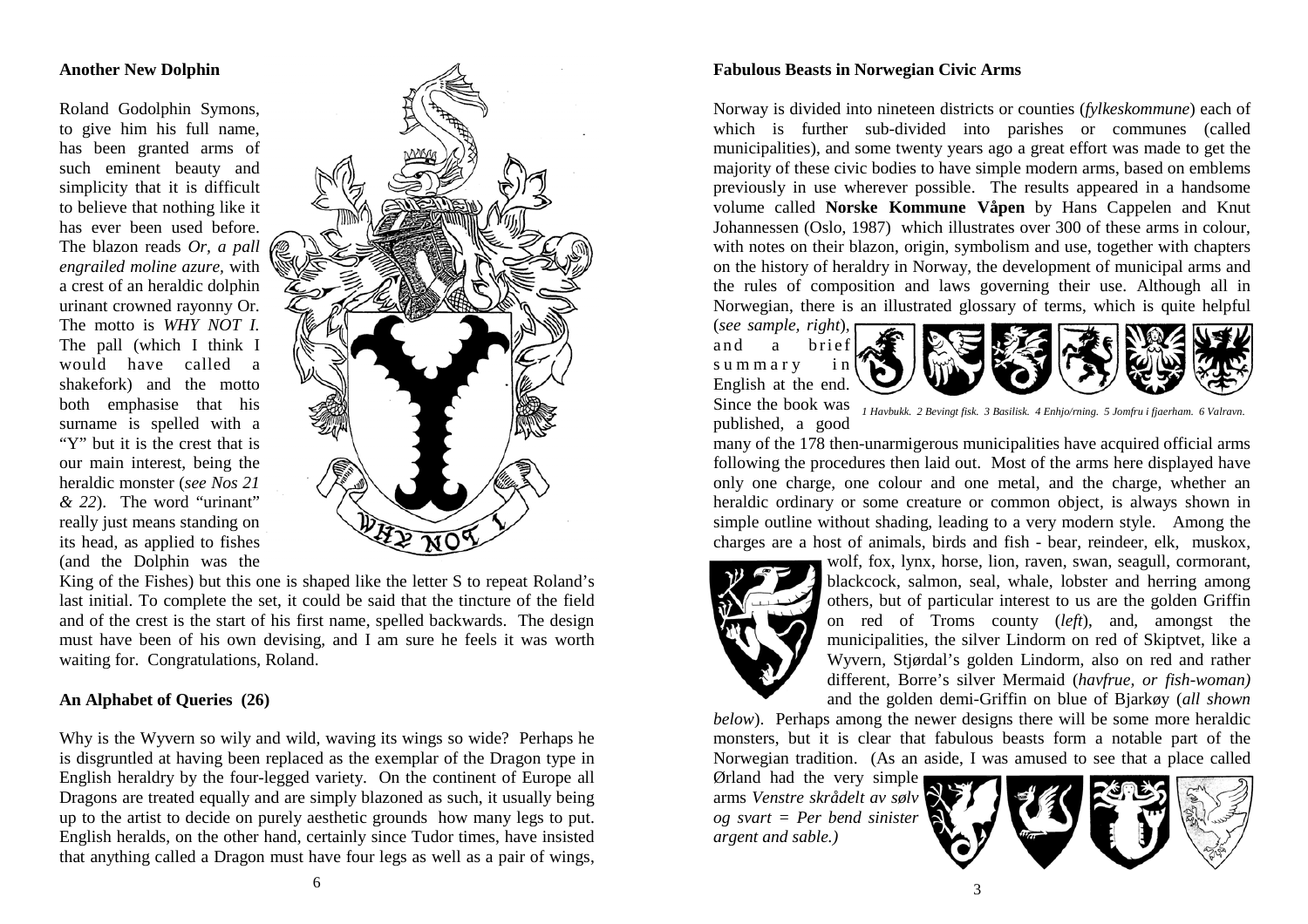## Another New Dolphin

Roland Godolphin Symons, to give him his full name, has been granted arms of such eminent beauty and simplicity that it is difficult to believe that nothing like it has ever been used before. The blazon reads *Or, a pall engrailed moline azure,* with a crest of an heraldic dolphin urinant crowned rayonny Or. The motto is *WHY NOT I.* The pall (which I think I would have called a shakefork) and the motto both emphasise that his surname is spelled with a "Y" but it is the crest that is our main interest, being the heraldic monster (*see Nos 21 & 22*). The word "urinant" really just means standing on its head, as applied to fishes (and the Dolphin was the King of the Fishes) but this one is shaped like the letter S to repeat Roland's last initial. To complete the set, it could be said that the tincture of the field and of the crest is the start of his first name, spelled backwards. The design must have been of his own devising, and I am sure he feels it was worth waiting for. Congratulations, Roland.

## An Alphabet of Queries (26)

Why is the Wyvern so wily and wild, waving its wings so wide? Perhaps he is disgruntled at having been replaced as the exemplar of the Dragon type in English heraldry by the four-legged variety. On the continent of Europe all Dragons are treated equally and are simply blazoned as such, it usually being up to the artist to decide on purely aesthetic grounds how many legs to put. English heralds, on the other hand, certainly since Tudor times, have insisted that anything called a Dragon must have four legs as well as a pair of wings,

## Fabulous Beasts in Norwegian Civic Arms

Norway is divided into nineteen districts or counties (*fylkeskommune*) each of which is further sub-divided into parishes or communes (called municipalities), and some twenty years ago a great effort was made to get the majority of these civic bodies to have simple modern arms, based on emblems previously in use wherever possible. The results appeared in a handsome volume called **Norske Kommune Våpen** by Hans Cappelen and Knut Johannessen (Oslo, 1987) which illustrates over 300 of these arms in colour, with notes on their blazon, origin, symbolism and use, together with chapters on the history of heraldry in Norway, the development of municipal arms and the rules of composition and laws governing their use. Although all in Norwegian, there is an illustrated glossary of terms, which is quite helpful (*see sample, right*), and a brief summary in English at the end. Since the book was published, a good many of the 178 then-unarmigerous municipalities have acquired official arms following the procedures then laid out. Most of the arms here displayed have only one charge, one colour and one metal, and the charge, whether an heraldic ordinary or some creature or common object, is always shown in simple outline without shading, leading to a very modern style. Among the charges are a host of animals, birds and fish - bear, reindeer, elk, muskox, wolf, fox, lynx, horse, lion, raven, swan, seagull, cormorant, blackcock, salmon, seal, whale, lobster and herring among others, but of particular interest to us are the golden Griffin on red of Troms county (*left*), and, amongst the municipalities, the silver Lindorm on red of Skiptvet, like a Wyvern, Stjørdal's golden Lindorm, also on red and rather different, Borre's silver Mermaid (*havfrue, or fish-woman)* and the golden demi-Griffin on blue of Bjarkøy (*all shown below*). Perhaps among the newer designs there will be some more heraldic monsters, but it is clear that fabulous beasts form a notable part of the Norwegian tradition. (As an aside, I was amused to see that a place called Ørland had the very simple arms *Venstre skrådelt av sølv og svart = Per bend sinister argent and sable.)*

*1 Havbukk. 2 Bevingt fisk. 3 Basilisk. 4 Enhjo/rning. 5 Jomfru i fjaerham. 6 Valravn.*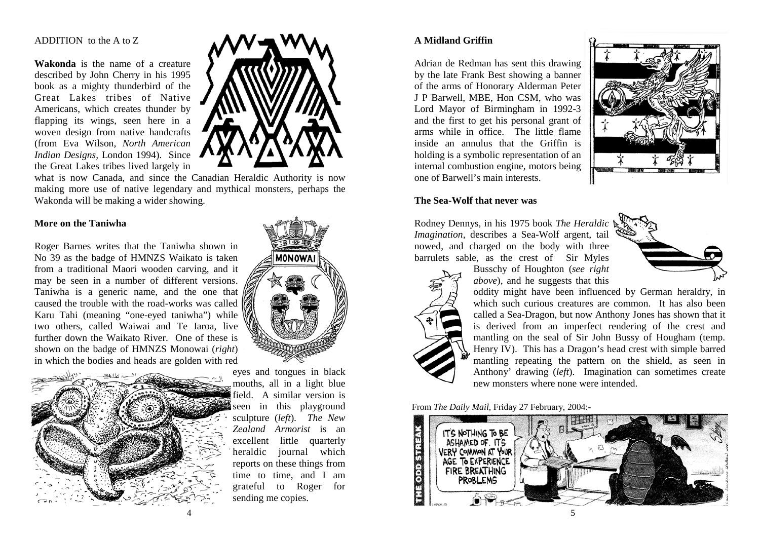ADDITION to the A to Z

**Wakonda** is the name of a creature described by John Cherry in his 1995 book as a mighty thunderbird of the Great Lakes tribes of Native Americans, which creates thunder by flapping its wings, seen here in a woven design from native handcrafts (from Eva Wilson, *North American Indian Designs*, London 1994). Since the Great Lakes tribes lived largely in what is now Canada, and since the Canadian Heraldic Authority is now making more use of native legendary and mythical monsters, perhaps the Wakonda will be making a wider showing.

### More on the Taniwha

Roger Barnes writes that the Taniwha shown in No 39 as the badge of HMNZS Waikato is taken from a traditional Maori wooden carving, and it may be seen in a number of different versions. Taniwha is a generic name, and the one that caused the trouble with the road-works was called Karu Tahi (meaning "one-eyed taniwha") while two others, called Waiwai and Te Iaroa, live further down the Waikato River. One of these is shown on the badge of HMNZS Monowai (*right*) in which the bodies and heads are golden with red eyes and tongues in black mouths, all in a light blue field. A similar version is seen in this playground sculpture (*left*). *The New Zealand Armorist* is an excellent little quarterly heraldic journal which reports on these things from time to time, and I am grateful to Roger for sending me copies.

### A Midland Griffin

Adrian de Redman has sent this drawing by the late Frank Best showing a banner of the arms of Honorary Alderman Peter J P Barwell, MBE, Hon CSM, who was Lord Mayor of Birmingham in 1992-3 and the first to get his personal grant of arms while in office. The little flame inside an annulus that the Griffin is holding is a symbolic representation of an internal combustion engine, motors being one of Barwell's main interests.

### The Sea-Wolf that never was

Rodney Dennys, in his 1975 book *The Heraldic Imagination*, describes a Sea-Wolf argent, tail nowed, and charged on the body with three barrulets sable, as the crest of Sir Myles Busschy of Houghton (*see right above*), and he suggests that this oddity might have been influenced by German heraldry, in which such curious creatures are common. It has also been called a Sea-Dragon, but now Anthony Jones has shown that it is derived from an imperfect rendering of the crest and mantling on the seal of Sir John Bussy of Hougham (temp. Henry IV). This has a Dragon's head crest with simple barred mantling repeating the pattern on the shield, as seen in Anthony' drawing (*left*). Imagination can sometimes create new monsters where none were intended.

From *The Daily Mail*, Friday 27 February, 2004:-